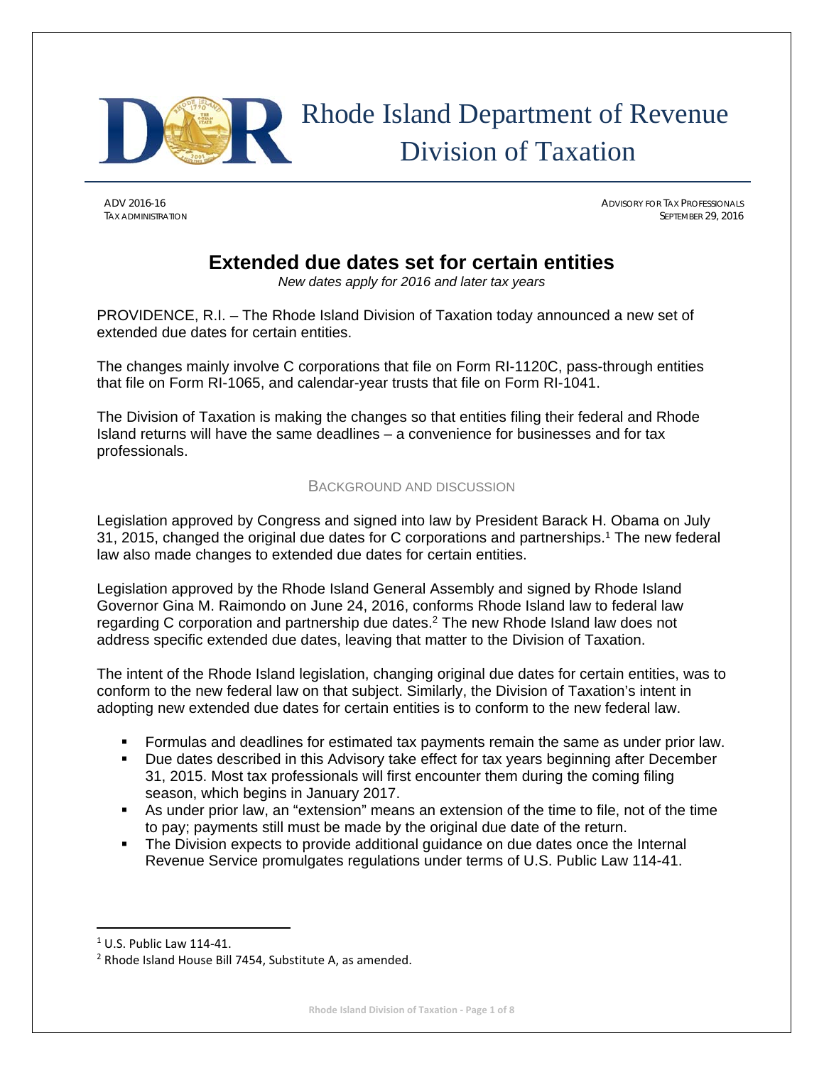# Rhode Island Department of Revenue Division of Taxation

ADV 2016-16
TAX ADMINISTRATION

ADVISORY FOR TAX PROFESSIONALS
SEPTEMBER 29, 2016

## Extended due dates set for certain entities

*New dates apply for 2016 and later tax years*

PROVIDENCE, R.I. – The Rhode Island Division of Taxation today announced a new set of extended due dates for certain entities.

The changes mainly involve C corporations that file on Form RI-1120C, pass-through entities that file on Form RI-1065, and calendar-year trusts that file on Form RI-1041.

The Division of Taxation is making the changes so that entities filing their federal and Rhode Island returns will have the same deadlines – a convenience for businesses and for tax professionals.

### BACKGROUND AND DISCUSSION

Legislation approved by Congress and signed into law by President Barack H. Obama on July 31, 2015, changed the original due dates for C corporations and partnerships.[1] The new federal law also made changes to extended due dates for certain entities.

Legislation approved by the Rhode Island General Assembly and signed by Rhode Island Governor Gina M. Raimondo on June 24, 2016, conforms Rhode Island law to federal law regarding C corporation and partnership due dates.[2] The new Rhode Island law does not address specific extended due dates, leaving that matter to the Division of Taxation.

The intent of the Rhode Island legislation, changing original due dates for certain entities, was to conform to the new federal law on that subject. Similarly, the Division of Taxation's intent in adopting new extended due dates for certain entities is to conform to the new federal law.

- Formulas and deadlines for estimated tax payments remain the same as under prior law.
- Due dates described in this Advisory take effect for tax years beginning after December 31, 2015. Most tax professionals will first encounter them during the coming filing season, which begins in January 2017.
- As under prior law, an "extension" means an extension of the time to file, not of the time to pay; payments still must be made by the original due date of the return.
- The Division expects to provide additional guidance on due dates once the Internal Revenue Service promulgates regulations under terms of U.S. Public Law 114-41.

[1] U.S. Public Law 114-41.

[2] Rhode Island House Bill 7454, Substitute A, as amended.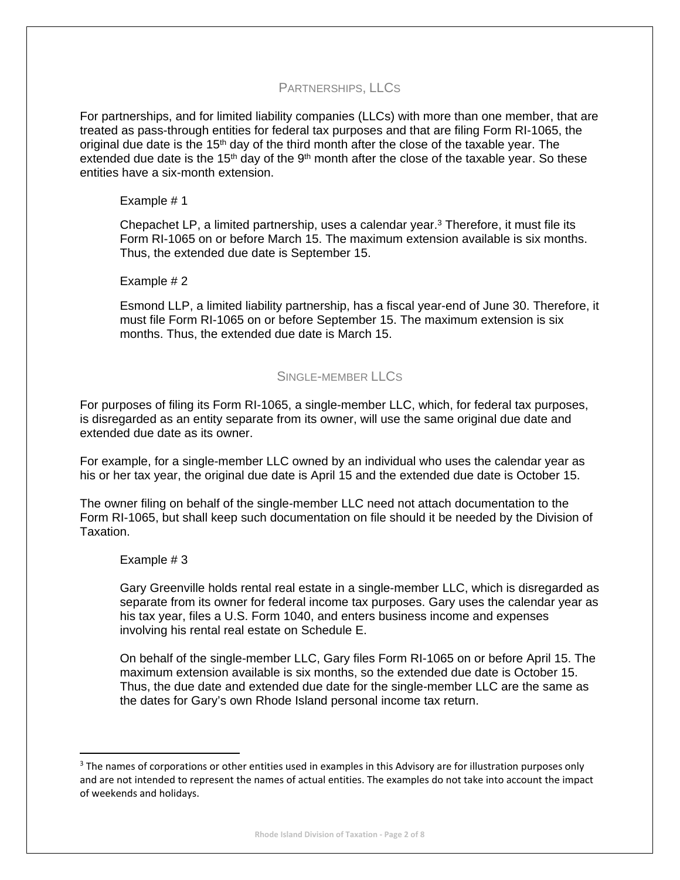## PARTNERSHIPS, LLCS

For partnerships, and for limited liability companies (LLCs) with more than one member, that are treated as pass-through entities for federal tax purposes and that are filing Form RI-1065, the original due date is the 15th day of the third month after the close of the taxable year. The extended due date is the 15th day of the 9th month after the close of the taxable year. So these entities have a six-month extension.

> Example # 1
>
> Chepachet LP, a limited partnership, uses a calendar year.[3] Therefore, it must file its Form RI-1065 on or before March 15. The maximum extension available is six months. Thus, the extended due date is September 15.
>
> Example # 2
>
> Esmond LLP, a limited liability partnership, has a fiscal year-end of June 30. Therefore, it must file Form RI-1065 on or before September 15. The maximum extension is six months. Thus, the extended due date is March 15.

## SINGLE-MEMBER LLCS

For purposes of filing its Form RI-1065, a single-member LLC, which, for federal tax purposes, is disregarded as an entity separate from its owner, will use the same original due date and extended due date as its owner.

For example, for a single-member LLC owned by an individual who uses the calendar year as his or her tax year, the original due date is April 15 and the extended due date is October 15.

The owner filing on behalf of the single-member LLC need not attach documentation to the Form RI-1065, but shall keep such documentation on file should it be needed by the Division of Taxation.

> Example # 3
>
> Gary Greenville holds rental real estate in a single-member LLC, which is disregarded as separate from its owner for federal income tax purposes. Gary uses the calendar year as his tax year, files a U.S. Form 1040, and enters business income and expenses involving his rental real estate on Schedule E.
>
> On behalf of the single-member LLC, Gary files Form RI-1065 on or before April 15. The maximum extension available is six months, so the extended due date is October 15. Thus, the due date and extended due date for the single-member LLC are the same as the dates for Gary's own Rhode Island personal income tax return.

---

[3] The names of corporations or other entities used in examples in this Advisory are for illustration purposes only and are not intended to represent the names of actual entities. The examples do not take into account the impact of weekends and holidays.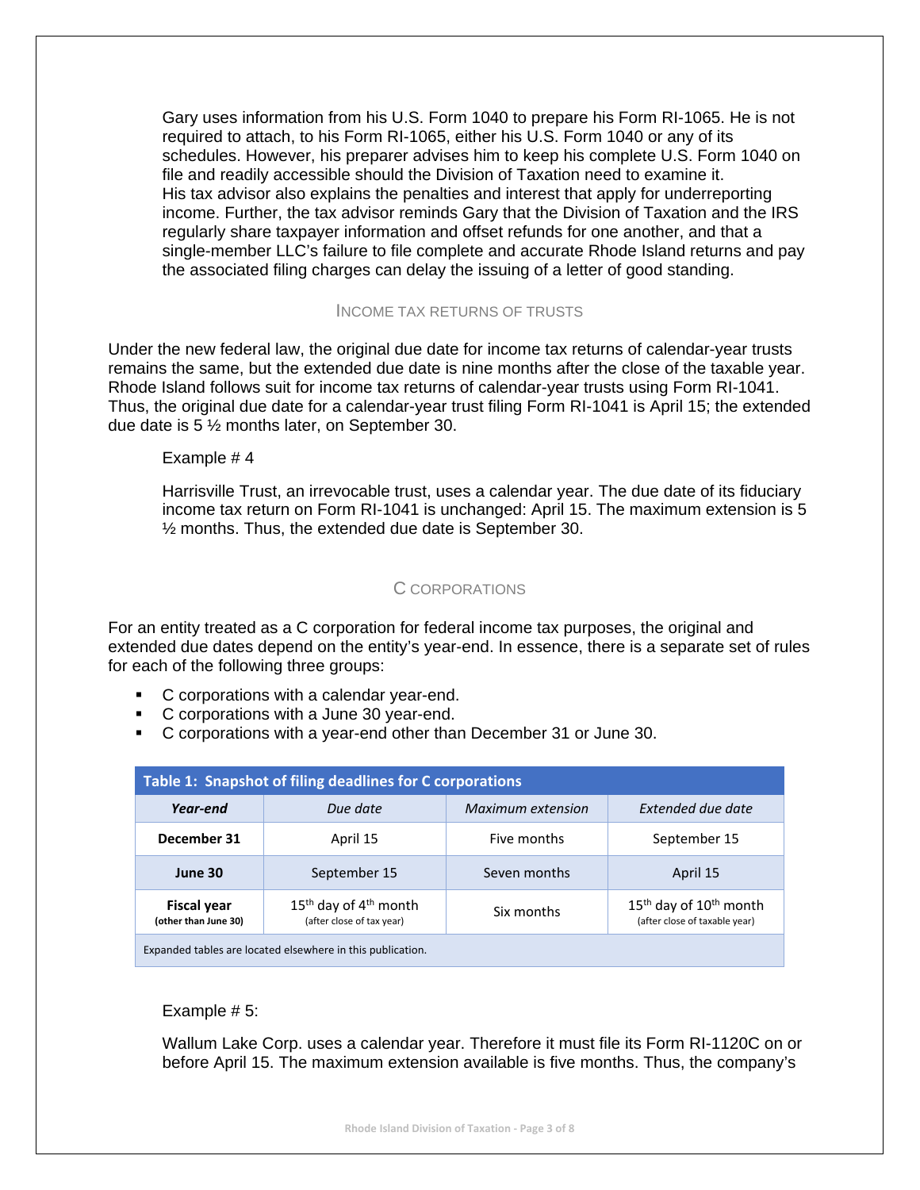Gary uses information from his U.S. Form 1040 to prepare his Form RI-1065. He is not required to attach, to his Form RI-1065, either his U.S. Form 1040 or any of its schedules. However, his preparer advises him to keep his complete U.S. Form 1040 on file and readily accessible should the Division of Taxation need to examine it. His tax advisor also explains the penalties and interest that apply for underreporting income. Further, the tax advisor reminds Gary that the Division of Taxation and the IRS regularly share taxpayer information and offset refunds for one another, and that a single-member LLC's failure to file complete and accurate Rhode Island returns and pay the associated filing charges can delay the issuing of a letter of good standing.

## INCOME TAX RETURNS OF TRUSTS

Under the new federal law, the original due date for income tax returns of calendar-year trusts remains the same, but the extended due date is nine months after the close of the taxable year. Rhode Island follows suit for income tax returns of calendar-year trusts using Form RI-1041. Thus, the original due date for a calendar-year trust filing Form RI-1041 is April 15; the extended due date is 5 ½ months later, on September 30.

Example # 4

Harrisville Trust, an irrevocable trust, uses a calendar year. The due date of its fiduciary income tax return on Form RI-1041 is unchanged: April 15. The maximum extension is 5 ½ months. Thus, the extended due date is September 30.

## C CORPORATIONS

For an entity treated as a C corporation for federal income tax purposes, the original and extended due dates depend on the entity's year-end. In essence, there is a separate set of rules for each of the following three groups:

- C corporations with a calendar year-end.
- C corporations with a June 30 year-end.
- C corporations with a year-end other than December 31 or June 30.

**Table 1: Snapshot of filing deadlines for C corporations**

| *Year-end* | *Due date* | *Maximum extension* | *Extended due date* |
|---|---|---|---|
| **December 31** | April 15 | Five months | September 15 |
| **June 30** | September 15 | Seven months | April 15 |
| **Fiscal year** (other than June 30) | 15th day of 4th month (after close of tax year) | Six months | 15th day of 10th month (after close of taxable year) |

Expanded tables are located elsewhere in this publication.

Example # 5:

Wallum Lake Corp. uses a calendar year. Therefore it must file its Form RI-1120C on or before April 15. The maximum extension available is five months. Thus, the company's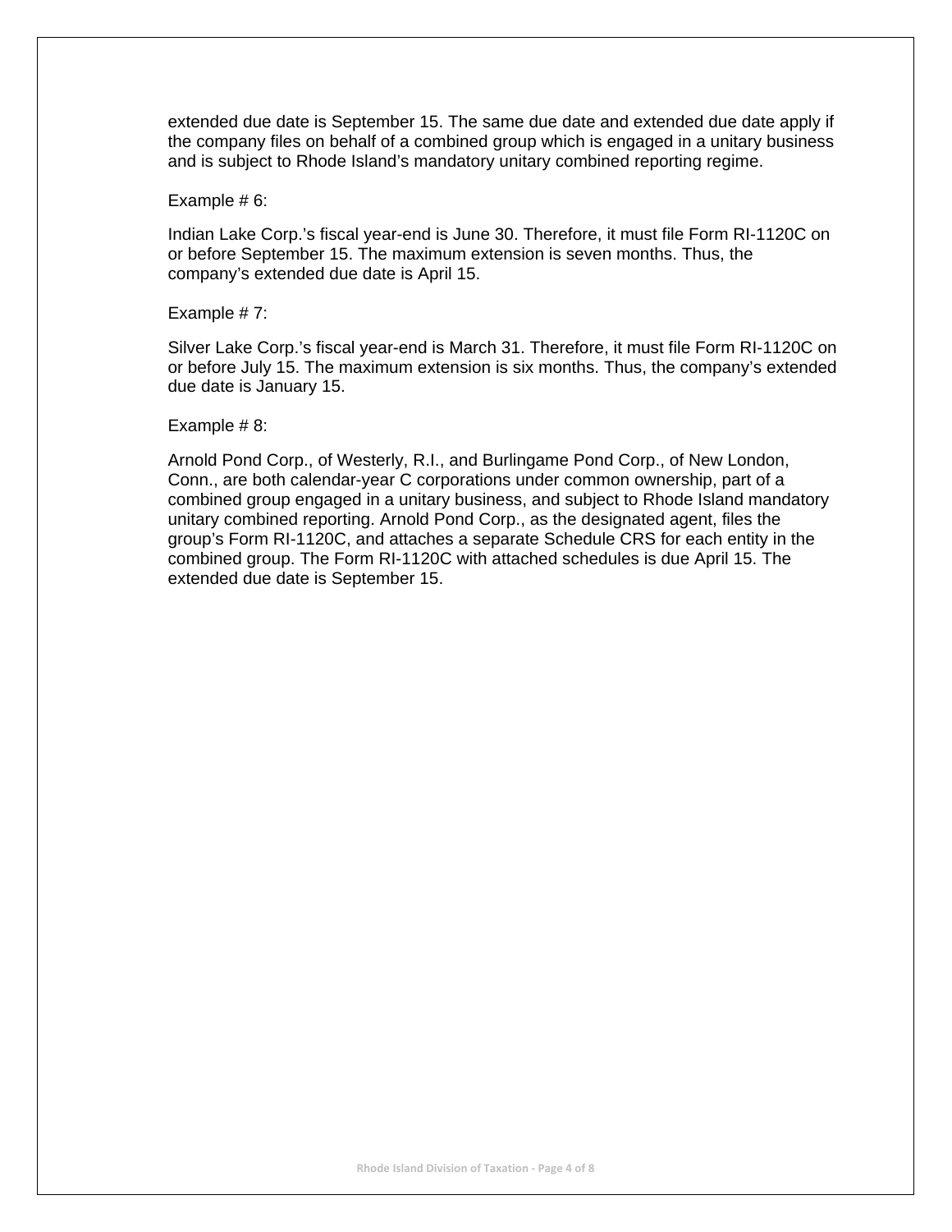extended due date is September 15. The same due date and extended due date apply if the company files on behalf of a combined group which is engaged in a unitary business and is subject to Rhode Island's mandatory unitary combined reporting regime.

Example # 6:

Indian Lake Corp.'s fiscal year-end is June 30. Therefore, it must file Form RI-1120C on or before September 15. The maximum extension is seven months. Thus, the company's extended due date is April 15.

Example # 7:

Silver Lake Corp.'s fiscal year-end is March 31. Therefore, it must file Form RI-1120C on or before July 15. The maximum extension is six months. Thus, the company's extended due date is January 15.

Example # 8:

Arnold Pond Corp., of Westerly, R.I., and Burlingame Pond Corp., of New London, Conn., are both calendar-year C corporations under common ownership, part of a combined group engaged in a unitary business, and subject to Rhode Island mandatory unitary combined reporting. Arnold Pond Corp., as the designated agent, files the group's Form RI-1120C, and attaches a separate Schedule CRS for each entity in the combined group. The Form RI-1120C with attached schedules is due April 15. The extended due date is September 15.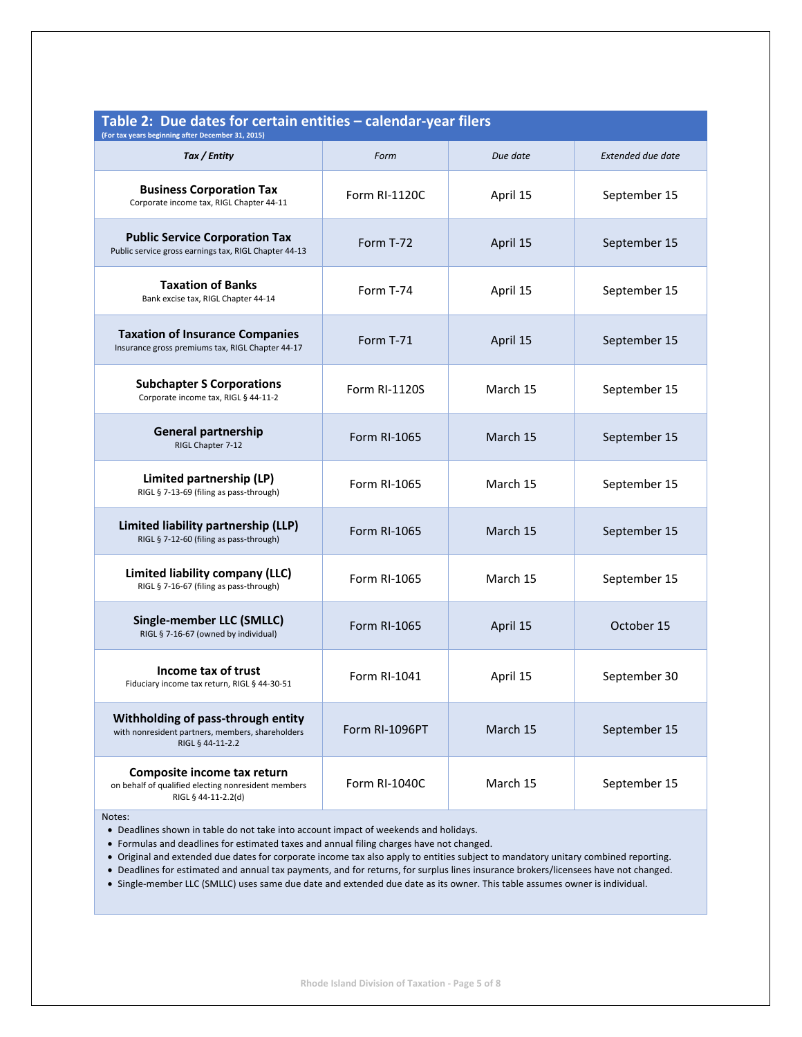## Table 2: Due dates for certain entities – calendar-year filers

(For tax years beginning after December 31, 2015)

| *Tax / Entity* | *Form* | *Due date* | *Extended due date* |
|---|---|---|---|
| **Business Corporation Tax**<br>Corporate income tax, RIGL Chapter 44-11 | Form RI-1120C | April 15 | September 15 |
| **Public Service Corporation Tax**<br>Public service gross earnings tax, RIGL Chapter 44-13 | Form T-72 | April 15 | September 15 |
| **Taxation of Banks**<br>Bank excise tax, RIGL Chapter 44-14 | Form T-74 | April 15 | September 15 |
| **Taxation of Insurance Companies**<br>Insurance gross premiums tax, RIGL Chapter 44-17 | Form T-71 | April 15 | September 15 |
| **Subchapter S Corporations**<br>Corporate income tax, RIGL § 44-11-2 | Form RI-1120S | March 15 | September 15 |
| **General partnership**<br>RIGL Chapter 7-12 | Form RI-1065 | March 15 | September 15 |
| **Limited partnership (LP)**<br>RIGL § 7-13-69 (filing as pass-through) | Form RI-1065 | March 15 | September 15 |
| **Limited liability partnership (LLP)**<br>RIGL § 7-12-60 (filing as pass-through) | Form RI-1065 | March 15 | September 15 |
| **Limited liability company (LLC)**<br>RIGL § 7-16-67 (filing as pass-through) | Form RI-1065 | March 15 | September 15 |
| **Single-member LLC (SMLLC)**<br>RIGL § 7-16-67 (owned by individual) | Form RI-1065 | April 15 | October 15 |
| **Income tax of trust**<br>Fiduciary income tax return, RIGL § 44-30-51 | Form RI-1041 | April 15 | September 30 |
| **Withholding of pass-through entity**<br>with nonresident partners, members, shareholders RIGL § 44-11-2.2 | Form RI-1096PT | March 15 | September 15 |
| **Composite income tax return**<br>on behalf of qualified electing nonresident members RIGL § 44-11-2.2(d) | Form RI-1040C | March 15 | September 15 |

Notes:

- Deadlines shown in table do not take into account impact of weekends and holidays.
- Formulas and deadlines for estimated taxes and annual filing charges have not changed.
- Original and extended due dates for corporate income tax also apply to entities subject to mandatory unitary combined reporting.
- Deadlines for estimated and annual tax payments, and for returns, for surplus lines insurance brokers/licensees have not changed.
- Single-member LLC (SMLLC) uses same due date and extended due date as its owner. This table assumes owner is individual.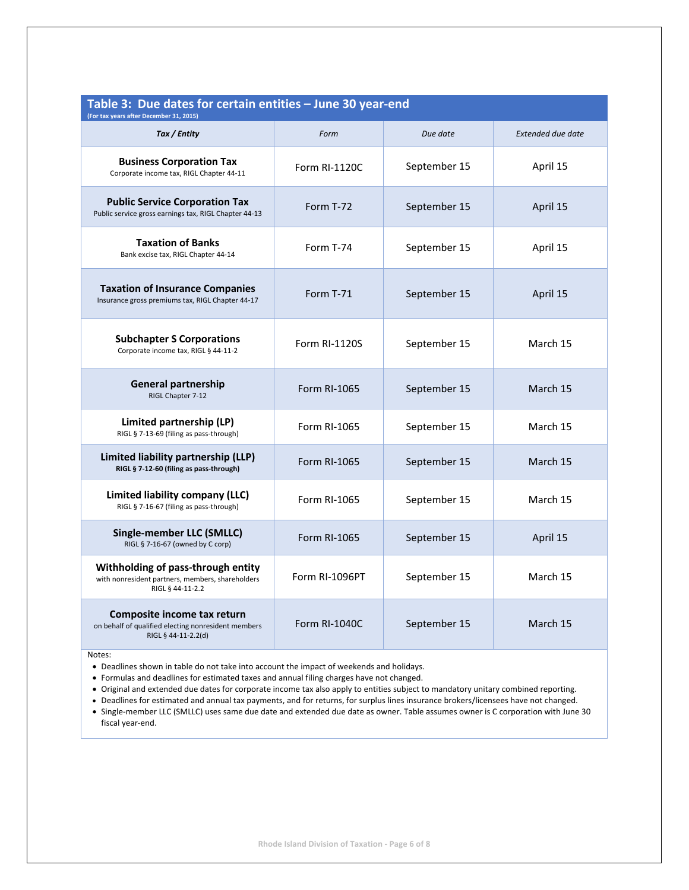## Table 3: Due dates for certain entities – June 30 year-end

(For tax years after December 31, 2015)

| *Tax / Entity* | *Form* | *Due date* | *Extended due date* |
|---|---|---|---|
| **Business Corporation Tax**<br>Corporate income tax, RIGL Chapter 44-11 | Form RI-1120C | September 15 | April 15 |
| **Public Service Corporation Tax**<br>Public service gross earnings tax, RIGL Chapter 44-13 | Form T-72 | September 15 | April 15 |
| **Taxation of Banks**<br>Bank excise tax, RIGL Chapter 44-14 | Form T-74 | September 15 | April 15 |
| **Taxation of Insurance Companies**<br>Insurance gross premiums tax, RIGL Chapter 44-17 | Form T-71 | September 15 | April 15 |
| **Subchapter S Corporations**<br>Corporate income tax, RIGL § 44-11-2 | Form RI-1120S | September 15 | March 15 |
| **General partnership**<br>RIGL Chapter 7-12 | Form RI-1065 | September 15 | March 15 |
| **Limited partnership (LP)**<br>RIGL § 7-13-69 (filing as pass-through) | Form RI-1065 | September 15 | March 15 |
| **Limited liability partnership (LLP)**<br>**RIGL § 7-12-60 (filing as pass-through)** | Form RI-1065 | September 15 | March 15 |
| **Limited liability company (LLC)**<br>RIGL § 7-16-67 (filing as pass-through) | Form RI-1065 | September 15 | March 15 |
| **Single-member LLC (SMLLC)**<br>RIGL § 7-16-67 (owned by C corp) | Form RI-1065 | September 15 | April 15 |
| **Withholding of pass-through entity**<br>with nonresident partners, members, shareholders<br>RIGL § 44-11-2.2 | Form RI-1096PT | September 15 | March 15 |
| **Composite income tax return**<br>on behalf of qualified electing nonresident members<br>RIGL § 44-11-2.2(d) | Form RI-1040C | September 15 | March 15 |

Notes:

- Deadlines shown in table do not take into account the impact of weekends and holidays.
- Formulas and deadlines for estimated taxes and annual filing charges have not changed.
- Original and extended due dates for corporate income tax also apply to entities subject to mandatory unitary combined reporting.
- Deadlines for estimated and annual tax payments, and for returns, for surplus lines insurance brokers/licensees have not changed.
- Single-member LLC (SMLLC) uses same due date and extended due date as owner. Table assumes owner is C corporation with June 30 fiscal year-end.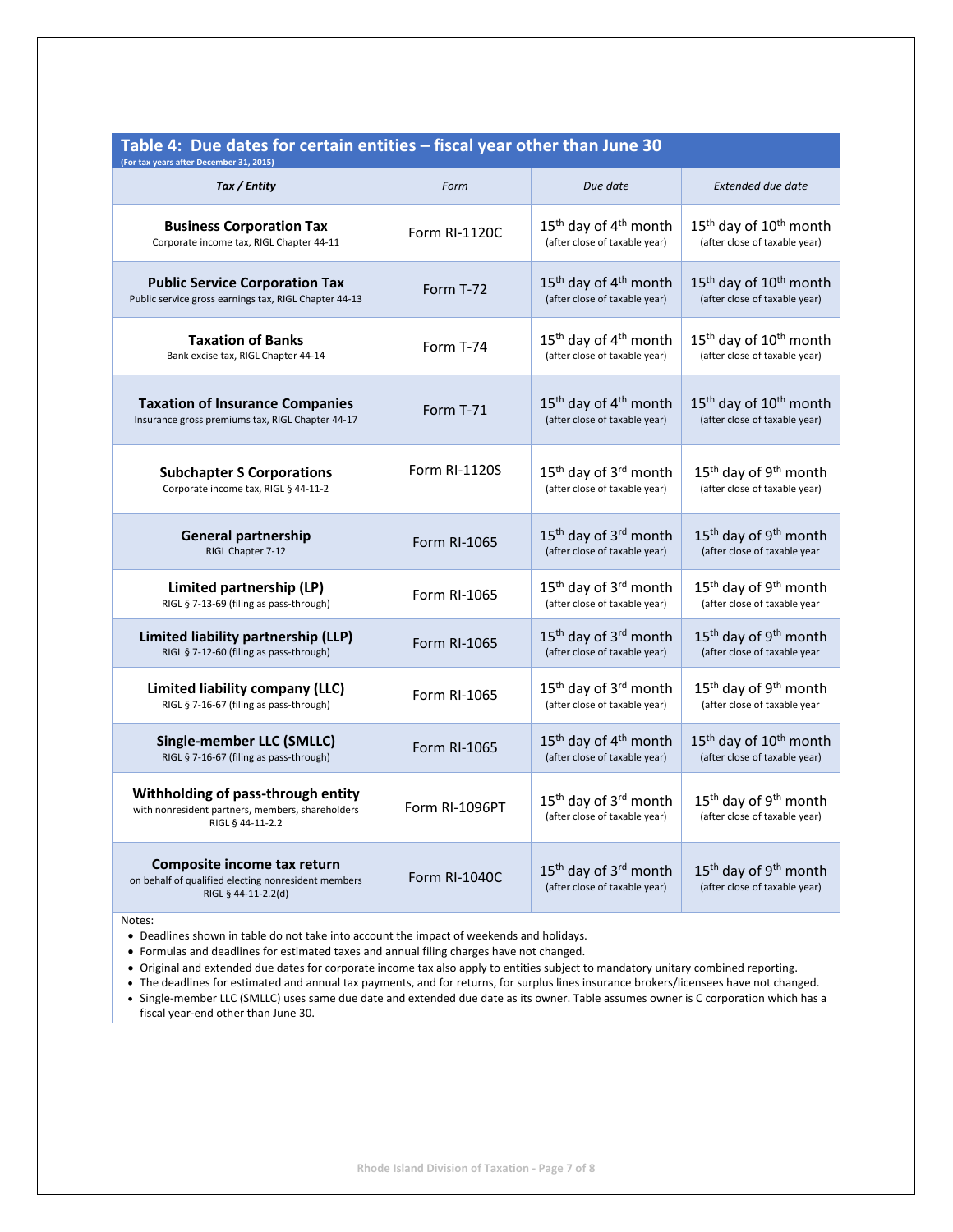## Table 4: Due dates for certain entities – fiscal year other than June 30

(For tax years after December 31, 2015)

| *Tax / Entity* | *Form* | *Due date* | *Extended due date* |
|---|---|---|---|
| **Business Corporation Tax**<br>Corporate income tax, RIGL Chapter 44-11 | Form RI-1120C | 15th day of 4th month<br>(after close of taxable year) | 15th day of 10th month<br>(after close of taxable year) |
| **Public Service Corporation Tax**<br>Public service gross earnings tax, RIGL Chapter 44-13 | Form T-72 | 15th day of 4th month<br>(after close of taxable year) | 15th day of 10th month<br>(after close of taxable year) |
| **Taxation of Banks**<br>Bank excise tax, RIGL Chapter 44-14 | Form T-74 | 15th day of 4th month<br>(after close of taxable year) | 15th day of 10th month<br>(after close of taxable year) |
| **Taxation of Insurance Companies**<br>Insurance gross premiums tax, RIGL Chapter 44-17 | Form T-71 | 15th day of 4th month<br>(after close of taxable year) | 15th day of 10th month<br>(after close of taxable year) |
| **Subchapter S Corporations**<br>Corporate income tax, RIGL § 44-11-2 | Form RI-1120S | 15th day of 3rd month<br>(after close of taxable year) | 15th day of 9th month<br>(after close of taxable year) |
| **General partnership**<br>RIGL Chapter 7-12 | Form RI-1065 | 15th day of 3rd month<br>(after close of taxable year) | 15th day of 9th month<br>(after close of taxable year |
| **Limited partnership (LP)**<br>RIGL § 7-13-69 (filing as pass-through) | Form RI-1065 | 15th day of 3rd month<br>(after close of taxable year) | 15th day of 9th month<br>(after close of taxable year |
| **Limited liability partnership (LLP)**<br>RIGL § 7-12-60 (filing as pass-through) | Form RI-1065 | 15th day of 3rd month<br>(after close of taxable year) | 15th day of 9th month<br>(after close of taxable year |
| **Limited liability company (LLC)**<br>RIGL § 7-16-67 (filing as pass-through) | Form RI-1065 | 15th day of 3rd month<br>(after close of taxable year) | 15th day of 9th month<br>(after close of taxable year |
| **Single-member LLC (SMLLC)**<br>RIGL § 7-16-67 (filing as pass-through) | Form RI-1065 | 15th day of 4th month<br>(after close of taxable year) | 15th day of 10th month<br>(after close of taxable year) |
| **Withholding of pass-through entity**<br>with nonresident partners, members, shareholders<br>RIGL § 44-11-2.2 | Form RI-1096PT | 15th day of 3rd month<br>(after close of taxable year) | 15th day of 9th month<br>(after close of taxable year) |
| **Composite income tax return**<br>on behalf of qualified electing nonresident members<br>RIGL § 44-11-2.2(d) | Form RI-1040C | 15th day of 3rd month<br>(after close of taxable year) | 15th day of 9th month<br>(after close of taxable year) |

Notes:

- Deadlines shown in table do not take into account the impact of weekends and holidays.
- Formulas and deadlines for estimated taxes and annual filing charges have not changed.
- Original and extended due dates for corporate income tax also apply to entities subject to mandatory unitary combined reporting.
- The deadlines for estimated and annual tax payments, and for returns, for surplus lines insurance brokers/licensees have not changed.
- Single-member LLC (SMLLC) uses same due date and extended due date as its owner. Table assumes owner is C corporation which has a fiscal year-end other than June 30.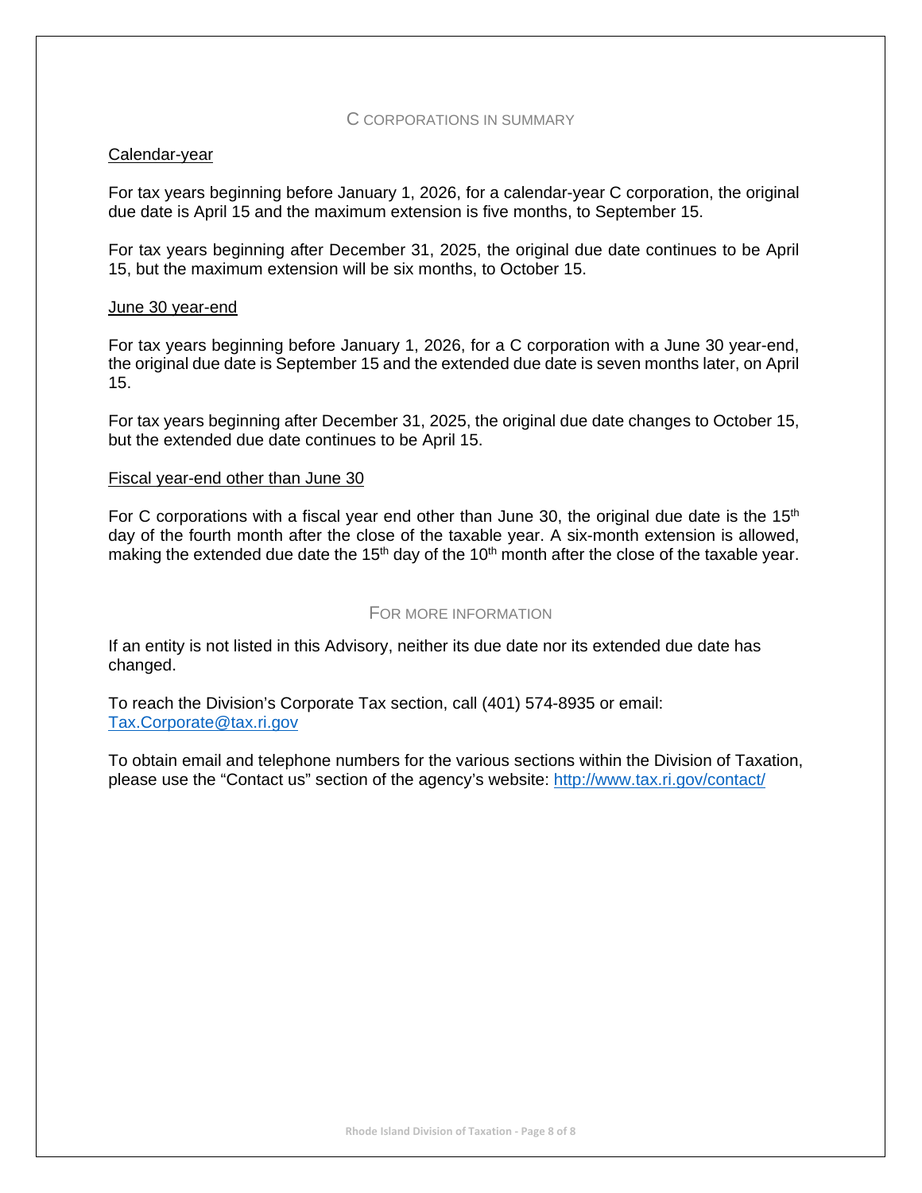## C CORPORATIONS IN SUMMARY

Calendar-year

For tax years beginning before January 1, 2026, for a calendar-year C corporation, the original due date is April 15 and the maximum extension is five months, to September 15.

For tax years beginning after December 31, 2025, the original due date continues to be April 15, but the maximum extension will be six months, to October 15.

June 30 year-end

For tax years beginning before January 1, 2026, for a C corporation with a June 30 year-end, the original due date is September 15 and the extended due date is seven months later, on April 15.

For tax years beginning after December 31, 2025, the original due date changes to October 15, but the extended due date continues to be April 15.

Fiscal year-end other than June 30

For C corporations with a fiscal year end other than June 30, the original due date is the 15th day of the fourth month after the close of the taxable year. A six-month extension is allowed, making the extended due date the 15th day of the 10th month after the close of the taxable year.

## FOR MORE INFORMATION

If an entity is not listed in this Advisory, neither its due date nor its extended due date has changed.

To reach the Division's Corporate Tax section, call (401) 574-8935 or email: [Tax.Corporate@tax.ri.gov](mailto:Tax.Corporate@tax.ri.gov)

To obtain email and telephone numbers for the various sections within the Division of Taxation, please use the "Contact us" section of the agency's website: [http://www.tax.ri.gov/contact/](http://www.tax.ri.gov/contact/)